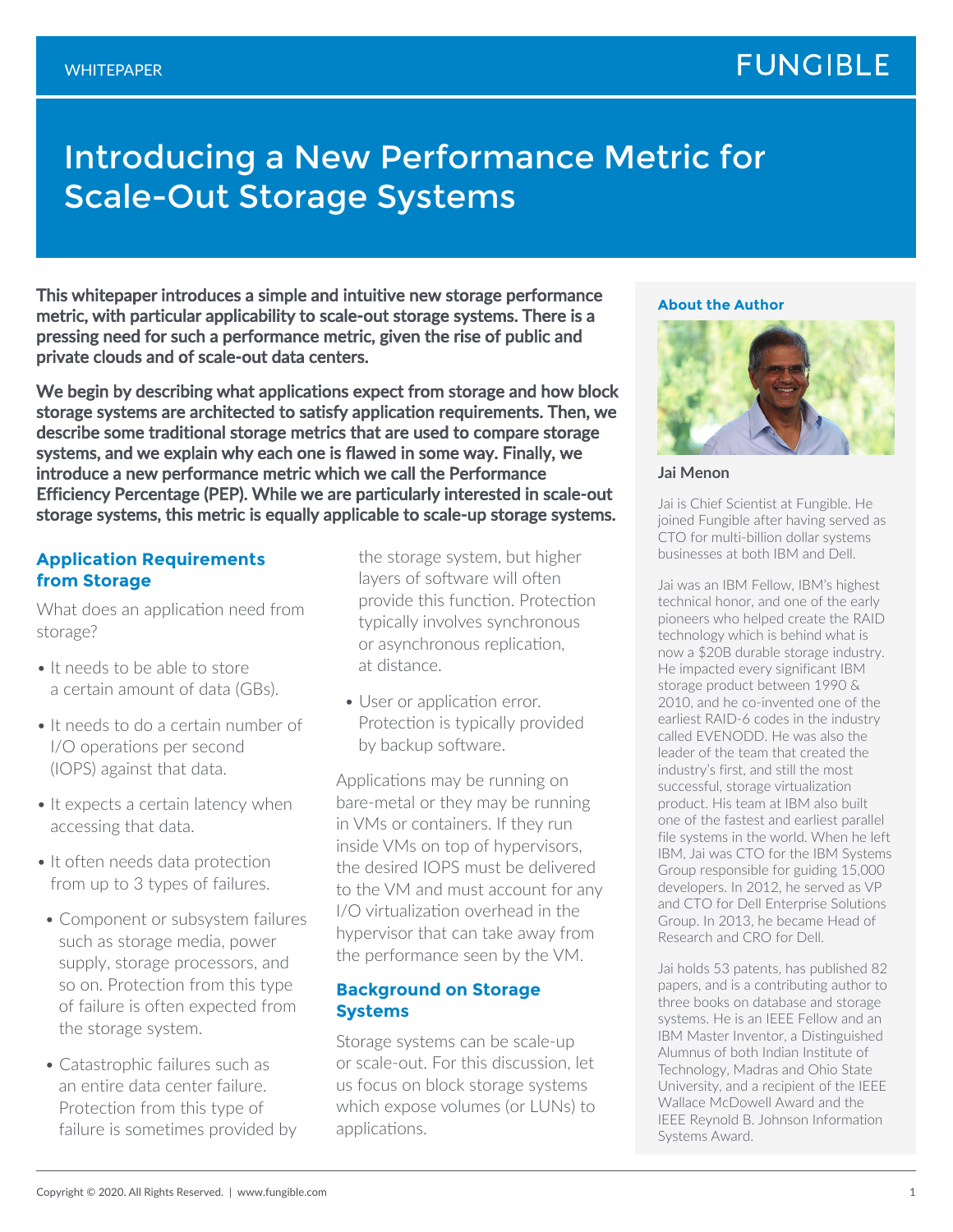WHITEPAPER

FUNGIBLE

# Introducing a New Performance Metric for Scale-Out Storage Systems

**This whitepaper introduces a simple and intuitive new storage performance metric, with particular applicability to scale-out storage systems. There is a pressing need for such a performance metric, given the rise of public and private clouds and of scale-out data centers.**

**We begin by describing what applications expect from storage and how block storage systems are architected to satisfy application requirements. Then, we describe some traditional storage metrics that are used to compare storage systems, and we explain why each one is flawed in some way. Finally, we introduce a new performance metric which we call the Performance Efficiency Percentage (PEP). While we are particularly interested in scale-out storage systems, this metric is equally applicable to scale-up storage systems.**

## Application Requirements from Storage

What does an application need from storage?

- It needs to be able to store a certain amount of data (GBs).
- It needs to do a certain number of I/O operations per second (IOPS) against that data.
- It expects a certain latency when accessing that data.
- It often needs data protection from up to 3 types of failures.
  - Component or subsystem failures such as storage media, power supply, storage processors, and so on. Protection from this type of failure is often expected from the storage system.
  - Catastrophic failures such as an entire data center failure. Protection from this type of failure is sometimes provided by the storage system, but higher layers of software will often provide this function. Protection typically involves synchronous or asynchronous replication, at distance.
  - User or application error. Protection is typically provided by backup software.

Applications may be running on bare-metal or they may be running in VMs or containers. If they run inside VMs on top of hypervisors, the desired IOPS must be delivered to the VM and must account for any I/O virtualization overhead in the hypervisor that can take away from the performance seen by the VM.

## Background on Storage Systems

Storage systems can be scale-up or scale-out. For this discussion, let us focus on block storage systems which expose volumes (or LUNs) to applications.

### About the Author

**Jai Menon**

Jai is Chief Scientist at Fungible. He joined Fungible after having served as CTO for multi-billion dollar systems businesses at both IBM and Dell.

Jai was an IBM Fellow, IBM's highest technical honor, and one of the early pioneers who helped create the RAID technology which is behind what is now a $20B durable storage industry. He impacted every significant IBM storage product between 1990 & 2010, and he co-invented one of the earliest RAID-6 codes in the industry called EVENODD. He was also the leader of the team that created the industry's first, and still the most successful, storage virtualization product. His team at IBM also built one of the fastest and earliest parallel file systems in the world. When he left IBM, Jai was CTO for the IBM Systems Group responsible for guiding 15,000 developers. In 2012, he served as VP and CTO for Dell Enterprise Solutions Group. In 2013, he became Head of Research and CRO for Dell.

Jai holds 53 patents, has published 82 papers, and is a contributing author to three books on database and storage systems. He is an IEEE Fellow and an IBM Master Inventor, a Distinguished Alumnus of both Indian Institute of Technology, Madras and Ohio State University, and a recipient of the IEEE Wallace McDowell Award and the IEEE Reynold B. Johnson Information Systems Award.

Copyright © 2020. All Rights Reserved. | www.fungible.com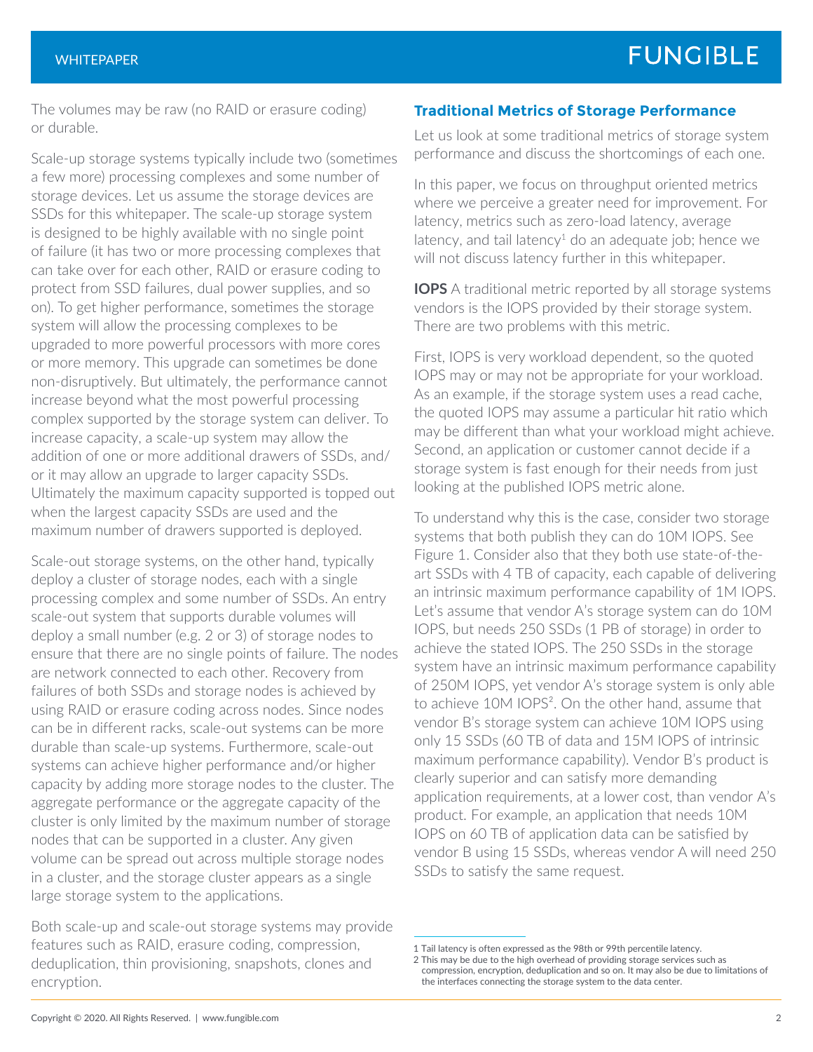The volumes may be raw (no RAID or erasure coding) or durable.

Scale-up storage systems typically include two (sometimes a few more) processing complexes and some number of storage devices. Let us assume the storage devices are SSDs for this whitepaper. The scale-up storage system is designed to be highly available with no single point of failure (it has two or more processing complexes that can take over for each other, RAID or erasure coding to protect from SSD failures, dual power supplies, and so on). To get higher performance, sometimes the storage system will allow the processing complexes to be upgraded to more powerful processors with more cores or more memory. This upgrade can sometimes be done non-disruptively. But ultimately, the performance cannot increase beyond what the most powerful processing complex supported by the storage system can deliver. To increase capacity, a scale-up system may allow the addition of one or more additional drawers of SSDs, and/or it may allow an upgrade to larger capacity SSDs. Ultimately the maximum capacity supported is topped out when the largest capacity SSDs are used and the maximum number of drawers supported is deployed.

Scale-out storage systems, on the other hand, typically deploy a cluster of storage nodes, each with a single processing complex and some number of SSDs. An entry scale-out system that supports durable volumes will deploy a small number (e.g. 2 or 3) of storage nodes to ensure that there are no single points of failure. The nodes are network connected to each other. Recovery from failures of both SSDs and storage nodes is achieved by using RAID or erasure coding across nodes. Since nodes can be in different racks, scale-out systems can be more durable than scale-up systems. Furthermore, scale-out systems can achieve higher performance and/or higher capacity by adding more storage nodes to the cluster. The aggregate performance or the aggregate capacity of the cluster is only limited by the maximum number of storage nodes that can be supported in a cluster. Any given volume can be spread out across multiple storage nodes in a cluster, and the storage cluster appears as a single large storage system to the applications.

Both scale-up and scale-out storage systems may provide features such as RAID, erasure coding, compression, deduplication, thin provisioning, snapshots, clones and encryption.

## Traditional Metrics of Storage Performance

Let us look at some traditional metrics of storage system performance and discuss the shortcomings of each one.

In this paper, we focus on throughput oriented metrics where we perceive a greater need for improvement. For latency, metrics such as zero-load latency, average latency, and tail latency[1] do an adequate job; hence we will not discuss latency further in this whitepaper.

**IOPS** A traditional metric reported by all storage systems vendors is the IOPS provided by their storage system. There are two problems with this metric.

First, IOPS is very workload dependent, so the quoted IOPS may or may not be appropriate for your workload. As an example, if the storage system uses a read cache, the quoted IOPS may assume a particular hit ratio which may be different than what your workload might achieve. Second, an application or customer cannot decide if a storage system is fast enough for their needs from just looking at the published IOPS metric alone.

To understand why this is the case, consider two storage systems that both publish they can do 10M IOPS. See Figure 1. Consider also that they both use state-of-the-art SSDs with 4 TB of capacity, each capable of delivering an intrinsic maximum performance capability of 1M IOPS. Let's assume that vendor A's storage system can do 10M IOPS, but needs 250 SSDs (1 PB of storage) in order to achieve the stated IOPS. The 250 SSDs in the storage system have an intrinsic maximum performance capability of 250M IOPS, yet vendor A's storage system is only able to achieve 10M IOPS[2]. On the other hand, assume that vendor B's storage system can achieve 10M IOPS using only 15 SSDs (60 TB of data and 15M IOPS of intrinsic maximum performance capability). Vendor B's product is clearly superior and can satisfy more demanding application requirements, at a lower cost, than vendor A's product. For example, an application that needs 10M IOPS on 60 TB of application data can be satisfied by vendor B using 15 SSDs, whereas vendor A will need 250 SSDs to satisfy the same request.

---

1 Tail latency is often expressed as the 98th or 99th percentile latency.

2 This may be due to the high overhead of providing storage services such as compression, encryption, deduplication and so on. It may also be due to limitations of the interfaces connecting the storage system to the data center.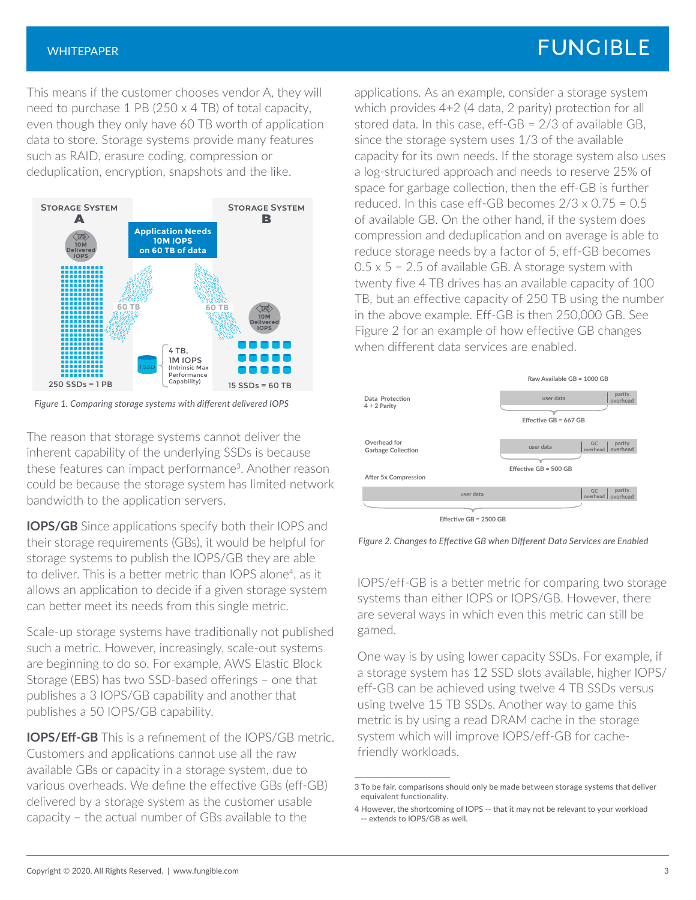This means if the customer chooses vendor A, they will need to purchase 1 PB (250 x 4 TB) of total capacity, even though they only have 60 TB worth of application data to store. Storage systems provide many features such as RAID, erasure coding, compression or deduplication, encryption, snapshots and the like.

*Figure 1. Comparing storage systems with different delivered IOPS*

The reason that storage systems cannot deliver the inherent capability of the underlying SSDs is because these features can impact performance[3]. Another reason could be because the storage system has limited network bandwidth to the application servers.

**IOPS/GB** Since applications specify both their IOPS and their storage requirements (GBs), it would be helpful for storage systems to publish the IOPS/GB they are able to deliver. This is a better metric than IOPS alone[4], as it allows an application to decide if a given storage system can better meet its needs from this single metric.

Scale-up storage systems have traditionally not published such a metric. However, increasingly, scale-out systems are beginning to do so. For example, AWS Elastic Block Storage (EBS) has two SSD-based offerings – one that publishes a 3 IOPS/GB capability and another that publishes a 50 IOPS/GB capability.

**IOPS/Eff-GB** This is a refinement of the IOPS/GB metric. Customers and applications cannot use all the raw available GBs or capacity in a storage system, due to various overheads. We define the effective GBs (eff-GB) delivered by a storage system as the customer usable capacity – the actual number of GBs available to the applications. As an example, consider a storage system which provides 4+2 (4 data, 2 parity) protection for all stored data. In this case, eff-GB = 2/3 of available GB, since the storage system uses 1/3 of the available capacity for its own needs. If the storage system also uses a log-structured approach and needs to reserve 25% of space for garbage collection, then the eff-GB is further reduced. In this case eff-GB becomes 2/3 x 0.75 = 0.5 of available GB. On the other hand, if the system does compression and deduplication and on average is able to reduce storage needs by a factor of 5, eff-GB becomes 0.5 x 5 = 2.5 of available GB. A storage system with twenty five 4 TB drives has an available capacity of 100 TB, but an effective capacity of 250 TB using the number in the above example. Eff-GB is then 250,000 GB. See Figure 2 for an example of how effective GB changes when different data services are enabled.

*Figure 2. Changes to Effective GB when Different Data Services are Enabled*

IOPS/eff-GB is a better metric for comparing two storage systems than either IOPS or IOPS/GB. However, there are several ways in which even this metric can still be gamed.

One way is by using lower capacity SSDs. For example, if a storage system has 12 SSD slots available, higher IOPS/eff-GB can be achieved using twelve 4 TB SSDs versus using twelve 15 TB SSDs. Another way to game this metric is by using a read DRAM cache in the storage system which will improve IOPS/eff-GB for cache-friendly workloads.

---

3 To be fair, comparisons should only be made between storage systems that deliver equivalent functionality.

4 However, the shortcoming of IOPS -- that it may not be relevant to your workload -- extends to IOPS/GB as well.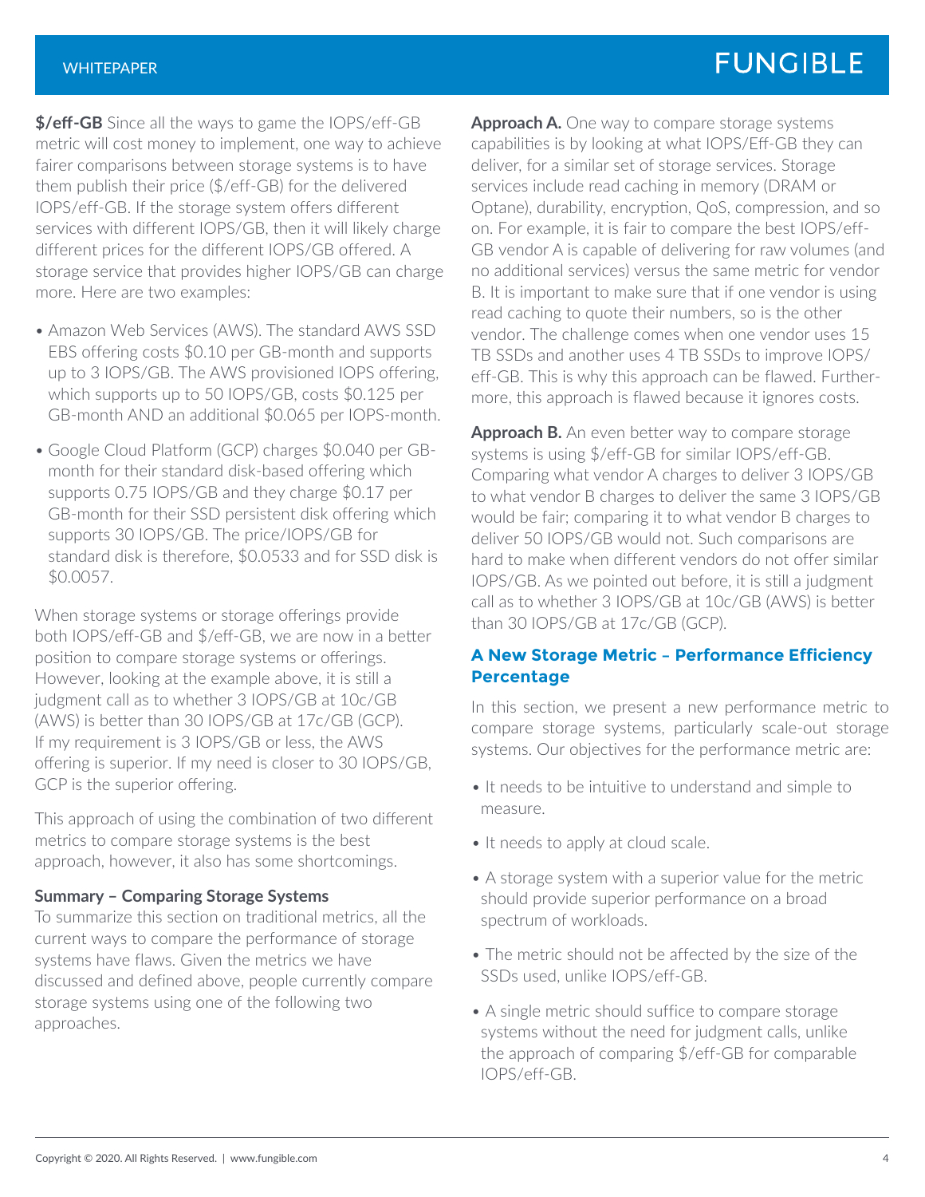**$/eff-GB** Since all the ways to game the IOPS/eff-GB metric will cost money to implement, one way to achieve fairer comparisons between storage systems is to have them publish their price ($/eff-GB) for the delivered IOPS/eff-GB. If the storage system offers different services with different IOPS/GB, then it will likely charge different prices for the different IOPS/GB offered. A storage service that provides higher IOPS/GB can charge more. Here are two examples:

- Amazon Web Services (AWS). The standard AWS SSD EBS offering costs $0.10 per GB-month and supports up to 3 IOPS/GB. The AWS provisioned IOPS offering, which supports up to 50 IOPS/GB, costs $0.125 per GB-month AND an additional $0.065 per IOPS-month.
- Google Cloud Platform (GCP) charges $0.040 per GB-month for their standard disk-based offering which supports 0.75 IOPS/GB and they charge $0.17 per GB-month for their SSD persistent disk offering which supports 30 IOPS/GB. The price/IOPS/GB for standard disk is therefore, $0.0533 and for SSD disk is $0.0057.

When storage systems or storage offerings provide both IOPS/eff-GB and $/eff-GB, we are now in a better position to compare storage systems or offerings. However, looking at the example above, it is still a judgment call as to whether 3 IOPS/GB at 10c/GB (AWS) is better than 30 IOPS/GB at 17c/GB (GCP). If my requirement is 3 IOPS/GB or less, the AWS offering is superior. If my need is closer to 30 IOPS/GB, GCP is the superior offering.

This approach of using the combination of two different metrics to compare storage systems is the best approach, however, it also has some shortcomings.

**Summary – Comparing Storage Systems**

To summarize this section on traditional metrics, all the current ways to compare the performance of storage systems have flaws. Given the metrics we have discussed and defined above, people currently compare storage systems using one of the following two approaches.

**Approach A.** One way to compare storage systems capabilities is by looking at what IOPS/Eff-GB they can deliver, for a similar set of storage services. Storage services include read caching in memory (DRAM or Optane), durability, encryption, QoS, compression, and so on. For example, it is fair to compare the best IOPS/eff-GB vendor A is capable of delivering for raw volumes (and no additional services) versus the same metric for vendor B. It is important to make sure that if one vendor is using read caching to quote their numbers, so is the other vendor. The challenge comes when one vendor uses 15 TB SSDs and another uses 4 TB SSDs to improve IOPS/eff-GB. This is why this approach can be flawed. Furthermore, this approach is flawed because it ignores costs.

**Approach B.** An even better way to compare storage systems is using $/eff-GB for similar IOPS/eff-GB. Comparing what vendor A charges to deliver 3 IOPS/GB to what vendor B charges to deliver the same 3 IOPS/GB would be fair; comparing it to what vendor B charges to deliver 50 IOPS/GB would not. Such comparisons are hard to make when different vendors do not offer similar IOPS/GB. As we pointed out before, it is still a judgment call as to whether 3 IOPS/GB at 10c/GB (AWS) is better than 30 IOPS/GB at 17c/GB (GCP).

## A New Storage Metric – Performance Efficiency Percentage

In this section, we present a new performance metric to compare storage systems, particularly scale-out storage systems. Our objectives for the performance metric are:

- It needs to be intuitive to understand and simple to measure.
- It needs to apply at cloud scale.
- A storage system with a superior value for the metric should provide superior performance on a broad spectrum of workloads.
- The metric should not be affected by the size of the SSDs used, unlike IOPS/eff-GB.
- A single metric should suffice to compare storage systems without the need for judgment calls, unlike the approach of comparing $/eff-GB for comparable IOPS/eff-GB.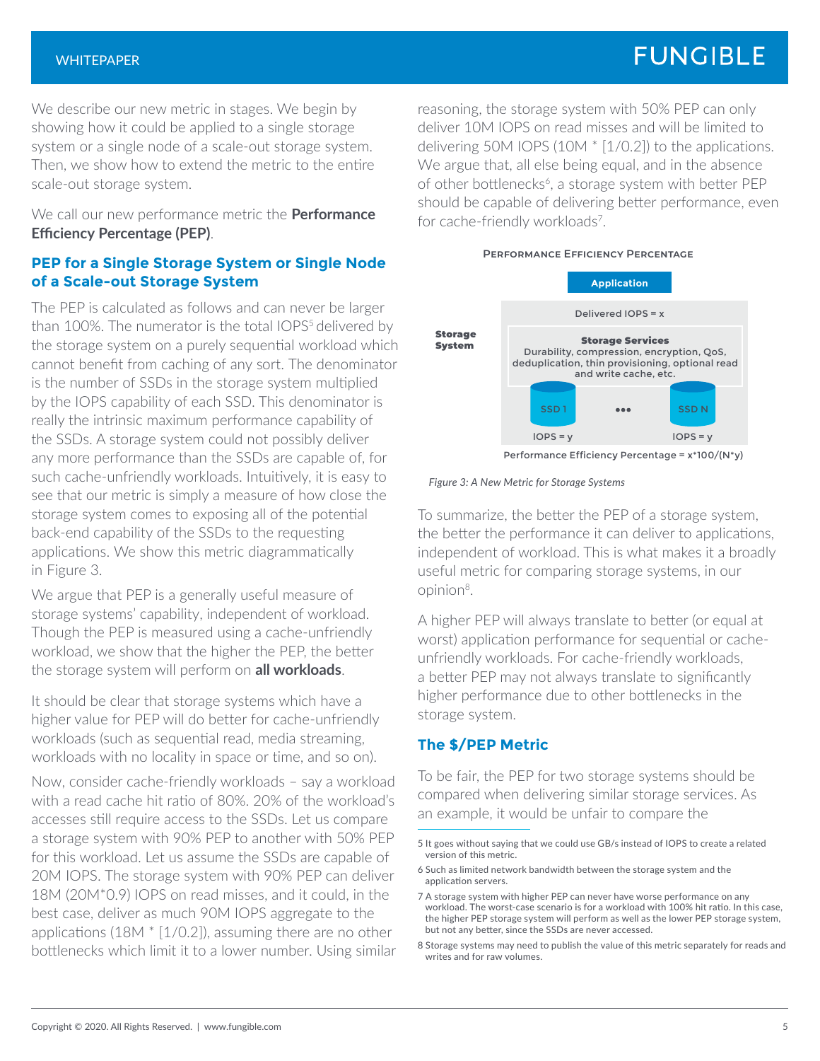We describe our new metric in stages. We begin by showing how it could be applied to a single storage system or a single node of a scale-out storage system. Then, we show how to extend the metric to the entire scale-out storage system.

We call our new performance metric the **Performance Efficiency Percentage (PEP)**.

## PEP for a Single Storage System or Single Node of a Scale-out Storage System

The PEP is calculated as follows and can never be larger than 100%. The numerator is the total IOPS[5] delivered by the storage system on a purely sequential workload which cannot benefit from caching of any sort. The denominator is the number of SSDs in the storage system multiplied by the IOPS capability of each SSD. This denominator is really the intrinsic maximum performance capability of the SSDs. A storage system could not possibly deliver any more performance than the SSDs are capable of, for such cache-unfriendly workloads. Intuitively, it is easy to see that our metric is simply a measure of how close the storage system comes to exposing all of the potential back-end capability of the SSDs to the requesting applications. We show this metric diagrammatically in Figure 3.

We argue that PEP is a generally useful measure of storage systems' capability, independent of workload. Though the PEP is measured using a cache-unfriendly workload, we show that the higher the PEP, the better the storage system will perform on **all workloads**.

It should be clear that storage systems which have a higher value for PEP will do better for cache-unfriendly workloads (such as sequential read, media streaming, workloads with no locality in space or time, and so on).

Now, consider cache-friendly workloads – say a workload with a read cache hit ratio of 80%. 20% of the workload's accesses still require access to the SSDs. Let us compare a storage system with 90% PEP to another with 50% PEP for this workload. Let us assume the SSDs are capable of 20M IOPS. The storage system with 90% PEP can deliver 18M (20M*0.9) IOPS on read misses, and it could, in the best case, deliver as much 90M IOPS aggregate to the applications (18M * [1/0.2]), assuming there are no other bottlenecks which limit it to a lower number. Using similar reasoning, the storage system with 50% PEP can only deliver 10M IOPS on read misses and will be limited to delivering 50M IOPS (10M * [1/0.2]) to the applications. We argue that, all else being equal, and in the absence of other bottlenecks[6], a storage system with better PEP should be capable of delivering better performance, even for cache-friendly workloads[7].

**Performance Efficiency Percentage**

Application

Storage System

Delivered IOPS = x

**Storage Services**
Durability, compression, encryption, QoS, deduplication, thin provisioning, optional read and write cache, etc.

SSD 1 ••• SSD N

IOPS = y   IOPS = y

Performance Efficiency Percentage = x*100/(N*y)

*Figure 3: A New Metric for Storage Systems*

To summarize, the better the PEP of a storage system, the better the performance it can deliver to applications, independent of workload. This is what makes it a broadly useful metric for comparing storage systems, in our opinion[8].

A higher PEP will always translate to better (or equal at worst) application performance for sequential or cache-unfriendly workloads. For cache-friendly workloads, a better PEP may not always translate to significantly higher performance due to other bottlenecks in the storage system.

## The $/PEP Metric

To be fair, the PEP for two storage systems should be compared when delivering similar storage services. As an example, it would be unfair to compare the

---

5 It goes without saying that we could use GB/s instead of IOPS to create a related version of this metric.

6 Such as limited network bandwidth between the storage system and the application servers.

7 A storage system with higher PEP can never have worse performance on any workload. The worst-case scenario is for a workload with 100% hit ratio. In this case, the higher PEP storage system will perform as well as the lower PEP storage system, but not any better, since the SSDs are never accessed.

8 Storage systems may need to publish the value of this metric separately for reads and writes and for raw volumes.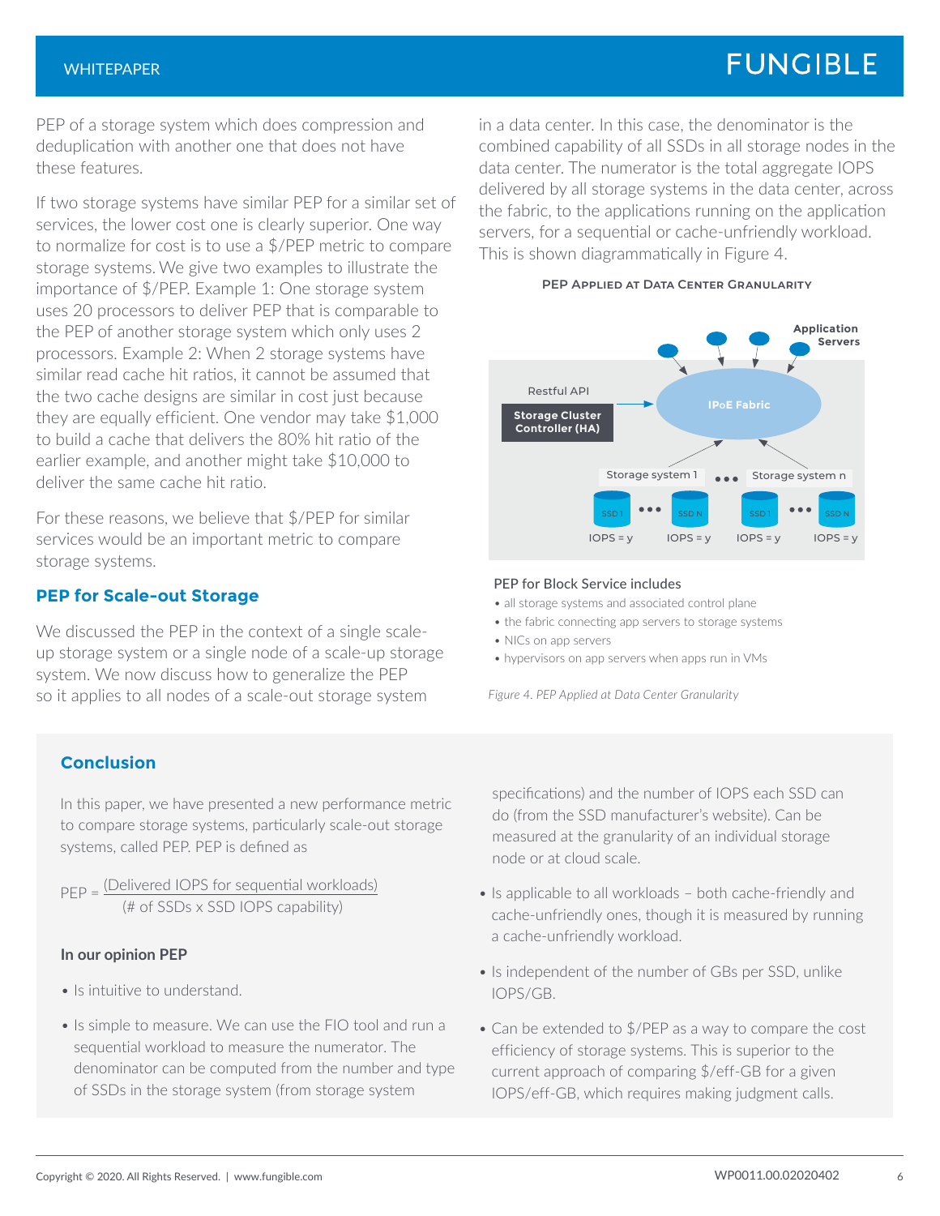PEP of a storage system which does compression and deduplication with another one that does not have these features.

If two storage systems have similar PEP for a similar set of services, the lower cost one is clearly superior. One way to normalize for cost is to use a $/PEP metric to compare storage systems. We give two examples to illustrate the importance of $/PEP. Example 1: One storage system uses 20 processors to deliver PEP that is comparable to the PEP of another storage system which only uses 2 processors. Example 2: When 2 storage systems have similar read cache hit ratios, it cannot be assumed that the two cache designs are similar in cost just because they are equally efficient. One vendor may take $1,000 to build a cache that delivers the 80% hit ratio of the earlier example, and another might take $10,000 to deliver the same cache hit ratio.

For these reasons, we believe that $/PEP for similar services would be an important metric to compare storage systems.

## PEP for Scale-out Storage

We discussed the PEP in the context of a single scale-up storage system or a single node of a scale-up storage system. We now discuss how to generalize the PEP so it applies to all nodes of a scale-out storage system in a data center. In this case, the denominator is the combined capability of all SSDs in all storage nodes in the data center. The numerator is the total aggregate IOPS delivered by all storage systems in the data center, across the fabric, to the applications running on the application servers, for a sequential or cache-unfriendly workload. This is shown diagrammatically in Figure 4.

PEP Applied at Data Center Granularity

Application Servers

Restful API

Storage Cluster Controller (HA)

IPoE Fabric

Storage system 1 ••• Storage system n

SSD 1 ••• SSD N SSD 1 ••• SSD N

IOPS = y IOPS = y IOPS = y IOPS = y

PEP for Block Service includes

- all storage systems and associated control plane
- the fabric connecting app servers to storage systems
- NICs on app servers
- hypervisors on app servers when apps run in VMs

*Figure 4. PEP Applied at Data Center Granularity*

## Conclusion

In this paper, we have presented a new performance metric to compare storage systems, particularly scale-out storage systems, called PEP. PEP is defined as

$$\text{PEP} = \frac{\text{(Delivered IOPS for sequential workloads)}}{\text{(\# of SSDs x SSD IOPS capability)}}$$

**In our opinion PEP**

- Is intuitive to understand.
- Is simple to measure. We can use the FIO tool and run a sequential workload to measure the numerator. The denominator can be computed from the number and type of SSDs in the storage system (from storage system specifications) and the number of IOPS each SSD can do (from the SSD manufacturer's website). Can be measured at the granularity of an individual storage node or at cloud scale.
- Is applicable to all workloads – both cache-friendly and cache-unfriendly ones, though it is measured by running a cache-unfriendly workload.
- Is independent of the number of GBs per SSD, unlike IOPS/GB.
- Can be extended to $/PEP as a way to compare the cost efficiency of storage systems. This is superior to the current approach of comparing $/eff-GB for a given IOPS/eff-GB, which requires making judgment calls.